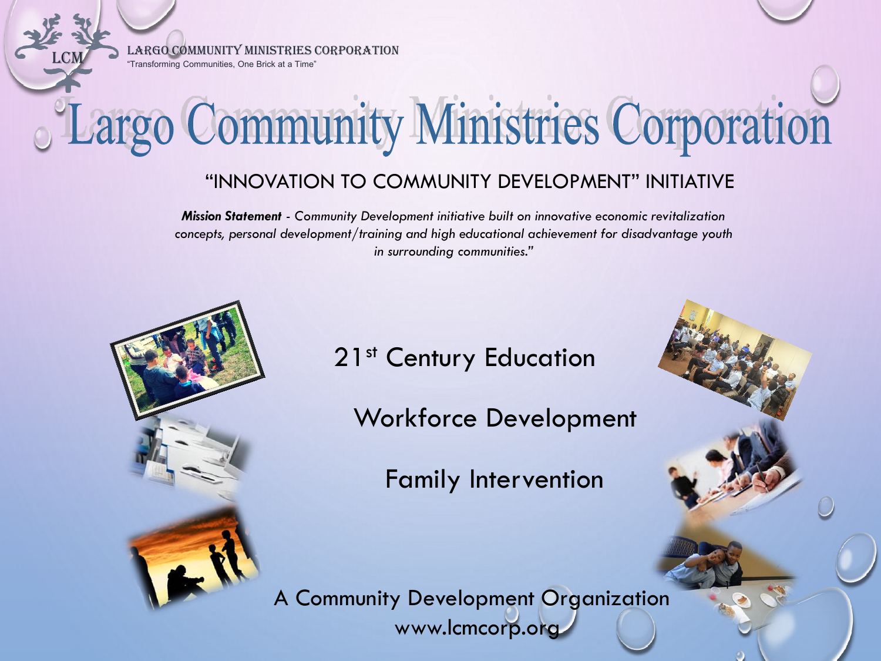LARGO COMMUNITY MINISTRIES CORPORATION

"Transforming Communities, One Brick at a Time"

# Largo Community Ministries Corporation

## "INNOVATION TO COMMUNITY DEVELOPMENT" INITIATIVE

***Mission Statement*** *- Community Development initiative built on innovative economic revitalization concepts, personal development/training and high educational achievement for disadvantage youth in surrounding communities."*

21st Century Education

Workforce Development

Family Intervention

A Community Development Organization

www.lcmcorp.org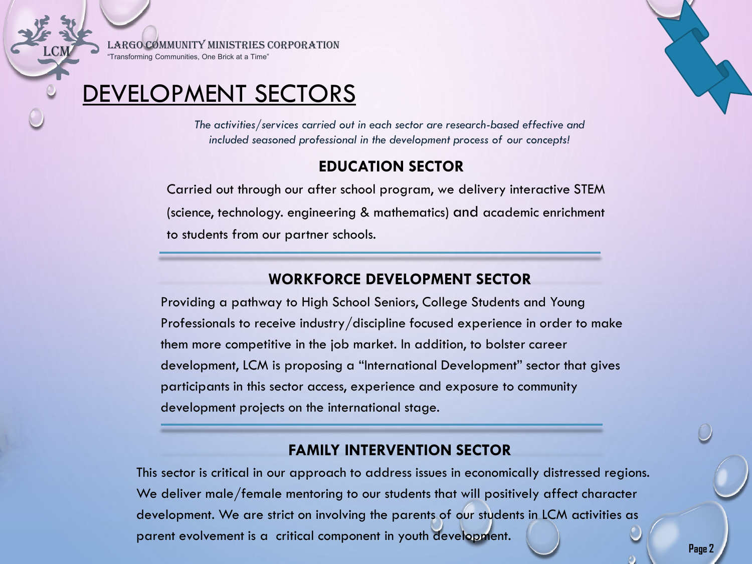LARGO COMMUNITY MINISTRIES CORPORATION

"Transforming Communities, One Brick at a Time"

# DEVELOPMENT SECTORS

*The activities/services carried out in each sector are research-based effective and included seasoned professional in the development process of our concepts!*

## EDUCATION SECTOR

Carried out through our after school program, we delivery interactive STEM (science, technology. engineering & mathematics) and academic enrichment to students from our partner schools.

## WORKFORCE DEVELOPMENT SECTOR

Providing a pathway to High School Seniors, College Students and Young Professionals to receive industry/discipline focused experience in order to make them more competitive in the job market. In addition, to bolster career development, LCM is proposing a "International Development" sector that gives participants in this sector access, experience and exposure to community development projects on the international stage.

## FAMILY INTERVENTION SECTOR

This sector is critical in our approach to address issues in economically distressed regions. We deliver male/female mentoring to our students that will positively affect character development. We are strict on involving the parents of our students in LCM activities as parent evolvement is a critical component in youth development.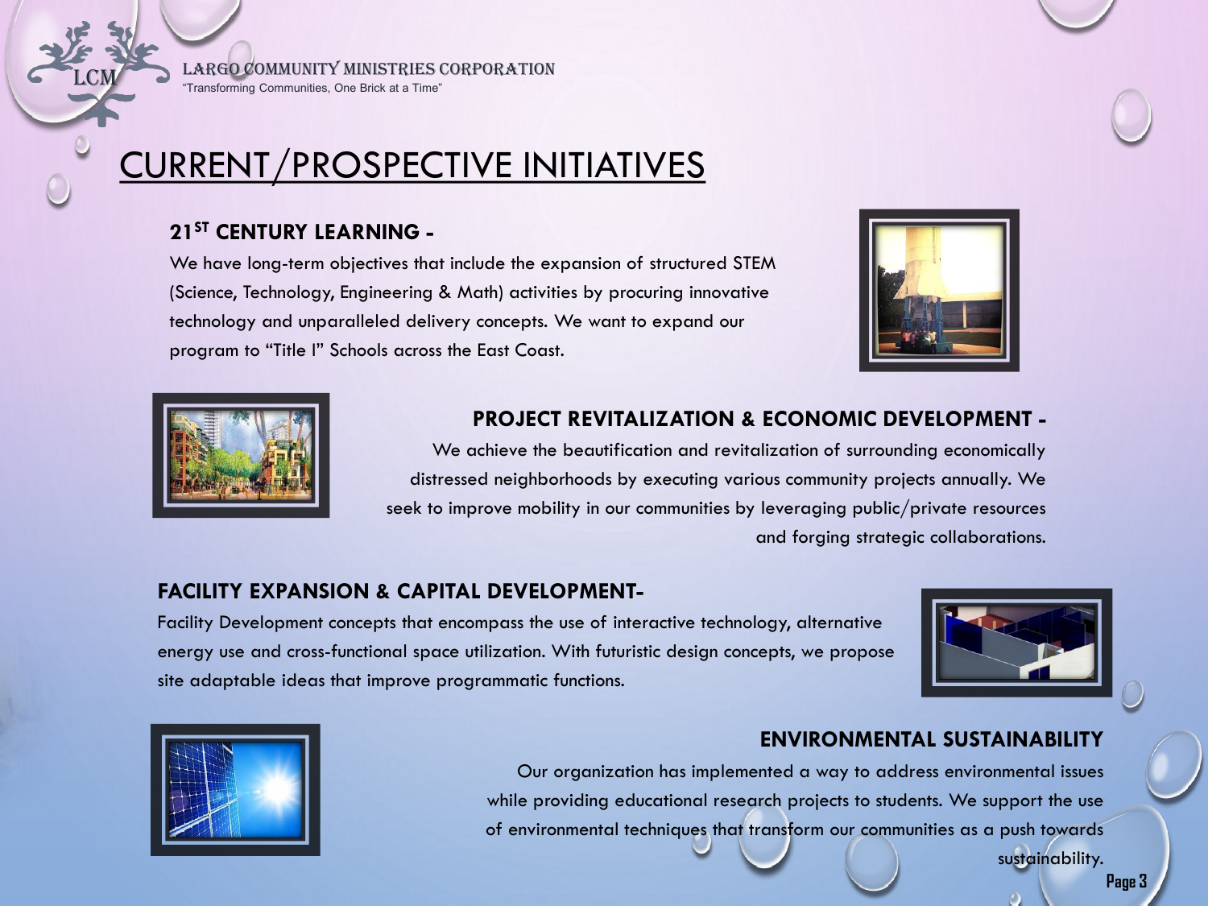# CURRENT/PROSPECTIVE INITIATIVES

### 21ST CENTURY LEARNING -

We have long-term objectives that include the expansion of structured STEM (Science, Technology, Engineering & Math) activities by procuring innovative technology and unparalleled delivery concepts. We want to expand our program to "Title I" Schools across the East Coast.

### PROJECT REVITALIZATION & ECONOMIC DEVELOPMENT -

We achieve the beautification and revitalization of surrounding economically distressed neighborhoods by executing various community projects annually. We seek to improve mobility in our communities by leveraging public/private resources and forging strategic collaborations.

### FACILITY EXPANSION & CAPITAL DEVELOPMENT-

Facility Development concepts that encompass the use of interactive technology, alternative energy use and cross-functional space utilization. With futuristic design concepts, we propose site adaptable ideas that improve programmatic functions.

### ENVIRONMENTAL SUSTAINABILITY

Our organization has implemented a way to address environmental issues while providing educational research projects to students. We support the use of environmental techniques that transform our communities as a push towards sustainability.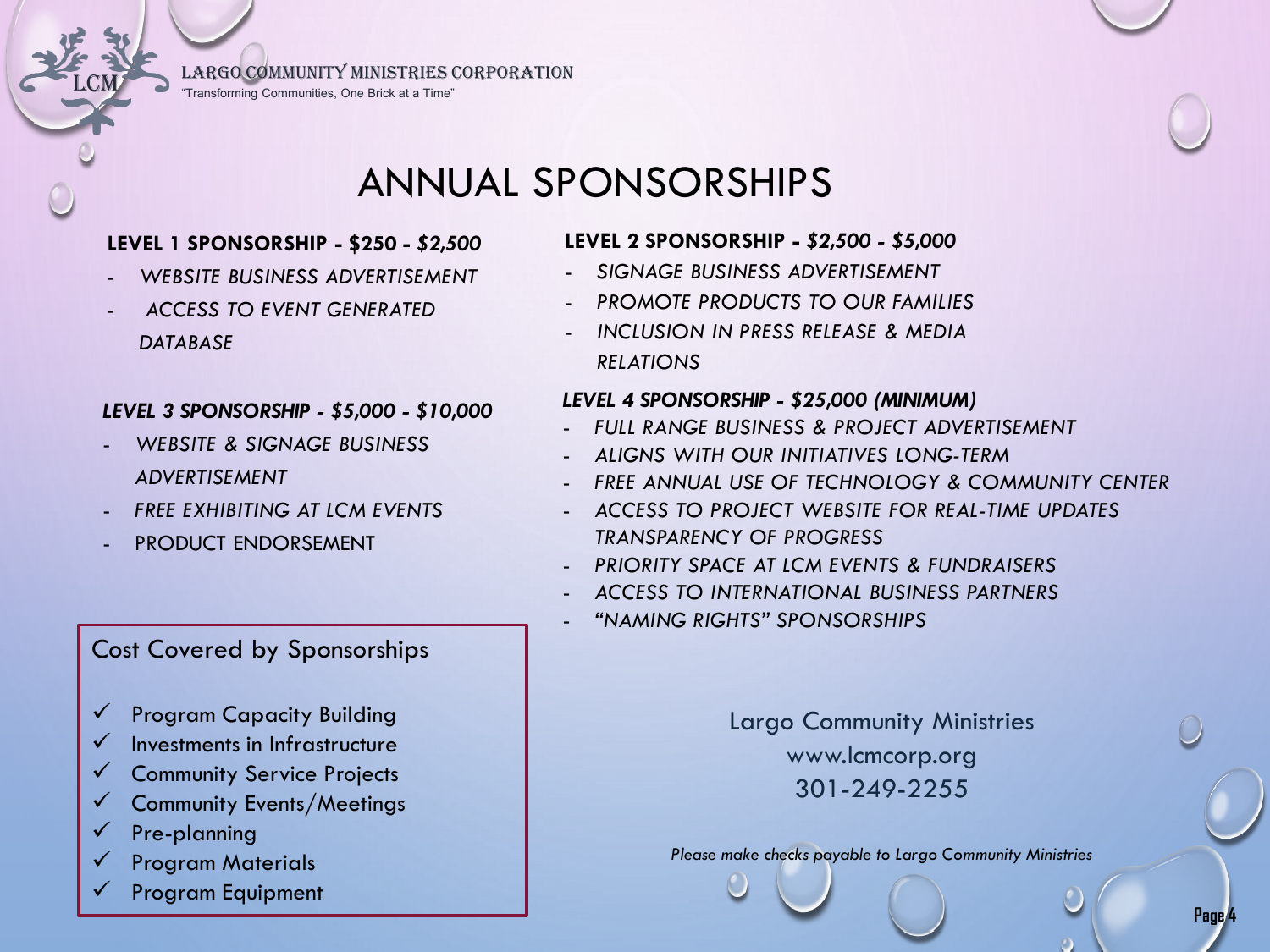LARGO COMMUNITY MINISTRIES CORPORATION

"Transforming Communities, One Brick at a Time"

# ANNUAL SPONSORSHIPS

**LEVEL 1 SPONSORSHIP - $250 - *$2,500***

- *WEBSITE BUSINESS ADVERTISEMENT*
- *ACCESS TO EVENT GENERATED DATABASE*

***LEVEL 3 SPONSORSHIP - $5,000 - $10,000***

- *WEBSITE & SIGNAGE BUSINESS ADVERTISEMENT*
- *FREE EXHIBITING AT LCM EVENTS*
- PRODUCT ENDORSEMENT

**LEVEL 2 SPONSORSHIP - *$2,500 - $5,000***

- *SIGNAGE BUSINESS ADVERTISEMENT*
- *PROMOTE PRODUCTS TO OUR FAMILIES*
- *INCLUSION IN PRESS RELEASE & MEDIA RELATIONS*

***LEVEL 4 SPONSORSHIP - $25,000 (MINIMUM)***

- *FULL RANGE BUSINESS & PROJECT ADVERTISEMENT*
- *ALIGNS WITH OUR INITIATIVES LONG-TERM*
- *FREE ANNUAL USE OF TECHNOLOGY & COMMUNITY CENTER*
- *ACCESS TO PROJECT WEBSITE FOR REAL-TIME UPDATES TRANSPARENCY OF PROGRESS*
- *PRIORITY SPACE AT LCM EVENTS & FUNDRAISERS*
- *ACCESS TO INTERNATIONAL BUSINESS PARTNERS*
- *"NAMING RIGHTS" SPONSORSHIPS*

## Cost Covered by Sponsorships

- ✓ Program Capacity Building
- ✓ Investments in Infrastructure
- ✓ Community Service Projects
- ✓ Community Events/Meetings
- ✓ Pre-planning
- ✓ Program Materials
- ✓ Program Equipment

Largo Community Ministries
www.lcmcorp.org
301-249-2255

*Please make checks payable to Largo Community Ministries*